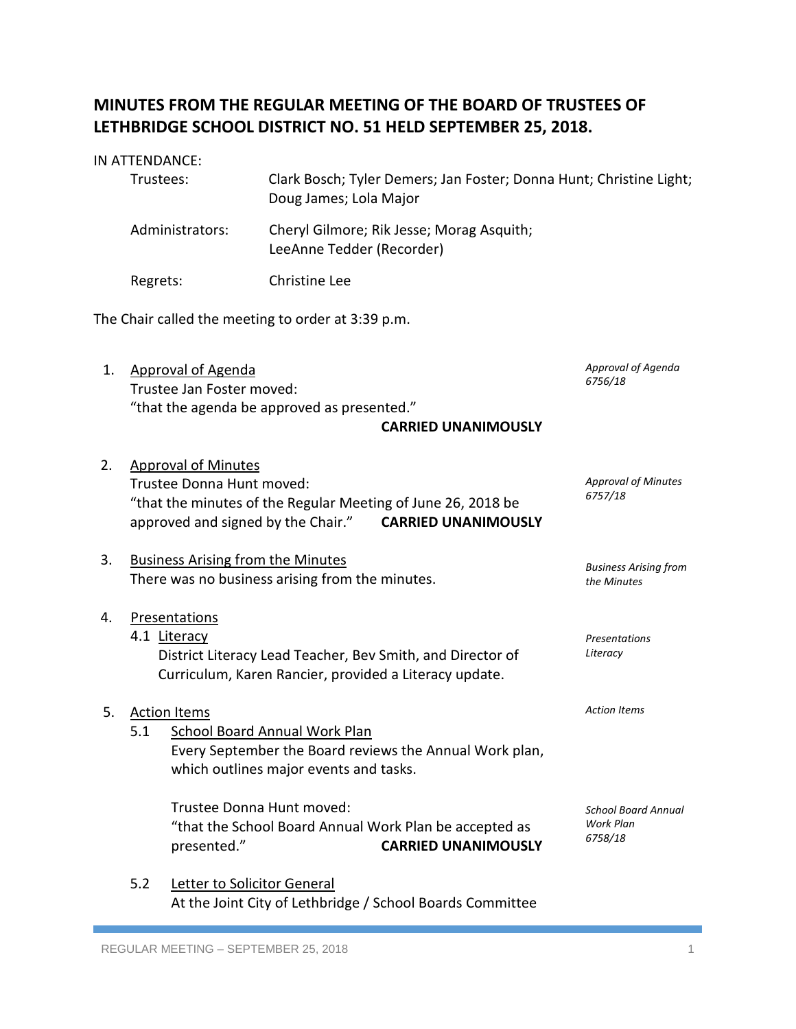# MINUTES FROM THE REGULAR MEETING OF THE BOARD OF TRUSTEES OF LETHBRIDGE SCHOOL DISTRICT NO. 51 HELD SEPTEMBER 25, 2018.

IN ATTENDANCE:

| | |
|---|---|
| Trustees: | Clark Bosch; Tyler Demers; Jan Foster; Donna Hunt; Christine Light; Doug James; Lola Major |
| Administrators: | Cheryl Gilmore; Rik Jesse; Morag Asquith; LeeAnne Tedder (Recorder) |
| Regrets: | Christine Lee |

The Chair called the meeting to order at 3:39 p.m.

1. Approval of Agenda
   *Approval of Agenda 6756/18*
   Trustee Jan Foster moved:
   "that the agenda be approved as presented."
   **CARRIED UNANIMOUSLY**

2. Approval of Minutes
   *Approval of Minutes 6757/18*
   Trustee Donna Hunt moved:
   "that the minutes of the Regular Meeting of June 26, 2018 be approved and signed by the Chair." **CARRIED UNANIMOUSLY**

3. Business Arising from the Minutes
   *Business Arising from the Minutes*
   There was no business arising from the minutes.

4. Presentations
   4.1 Literacy
   *Presentations Literacy*
   District Literacy Lead Teacher, Bev Smith, and Director of Curriculum, Karen Rancier, provided a Literacy update.

5. Action Items
   *Action Items*
   5.1 School Board Annual Work Plan
   Every September the Board reviews the Annual Work plan, which outlines major events and tasks.

   *School Board Annual Work Plan 6758/18*
   Trustee Donna Hunt moved:
   "that the School Board Annual Work Plan be accepted as presented." **CARRIED UNANIMOUSLY**

   5.2 Letter to Solicitor General
   At the Joint City of Lethbridge / School Boards Committee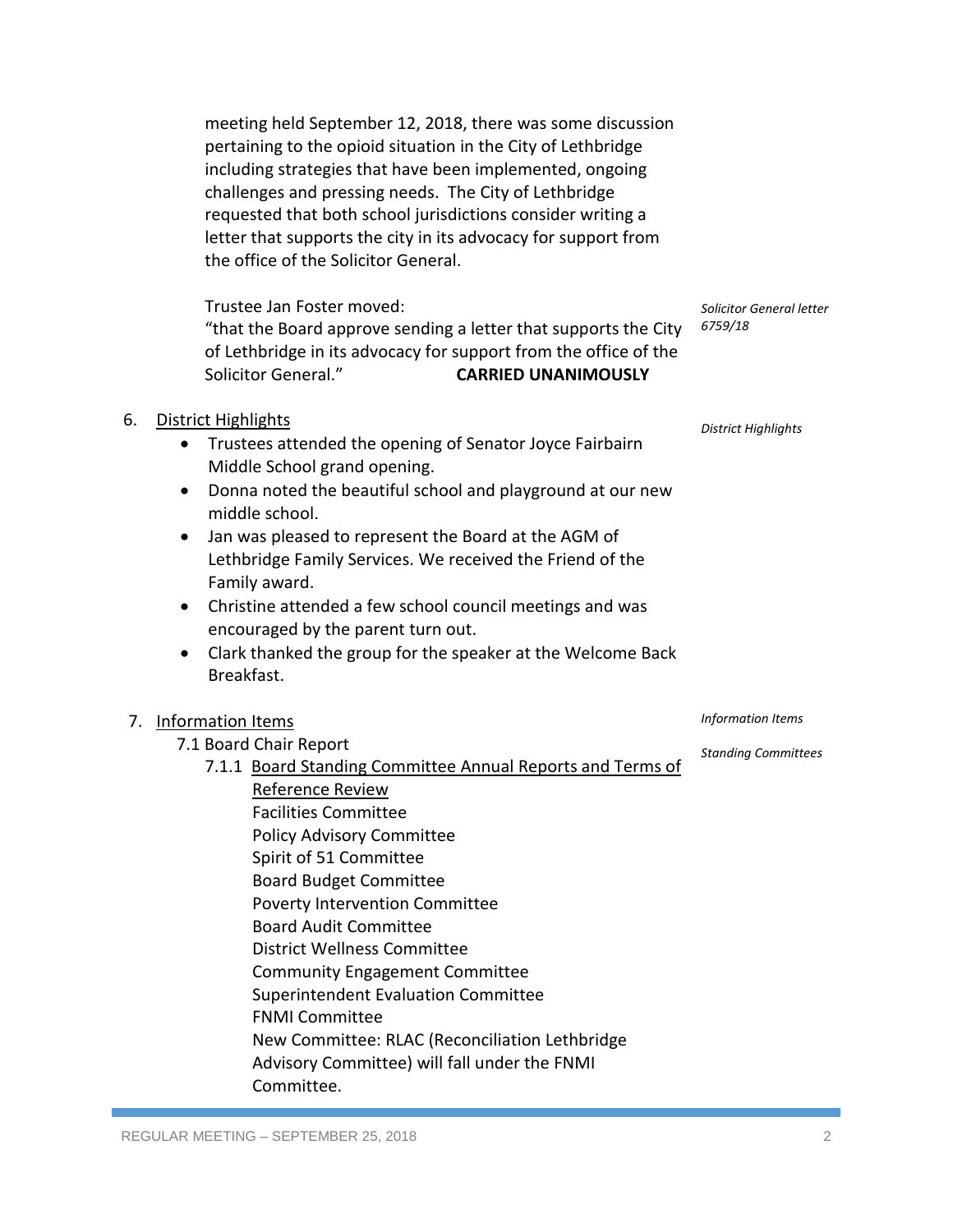meeting held September 12, 2018, there was some discussion pertaining to the opioid situation in the City of Lethbridge including strategies that have been implemented, ongoing challenges and pressing needs. The City of Lethbridge requested that both school jurisdictions consider writing a letter that supports the city in its advocacy for support from the office of the Solicitor General.

*Solicitor General letter 6759/18*

Trustee Jan Foster moved:
"that the Board approve sending a letter that supports the City of Lethbridge in its advocacy for support from the office of the Solicitor General." **CARRIED UNANIMOUSLY**

6. District Highlights

*District Highlights*

- Trustees attended the opening of Senator Joyce Fairbairn Middle School grand opening.
- Donna noted the beautiful school and playground at our new middle school.
- Jan was pleased to represent the Board at the AGM of Lethbridge Family Services. We received the Friend of the Family award.
- Christine attended a few school council meetings and was encouraged by the parent turn out.
- Clark thanked the group for the speaker at the Welcome Back Breakfast.

7. Information Items

*Information Items*

7.1 Board Chair Report

*Standing Committees*

7.1.1 Board Standing Committee Annual Reports and Terms of Reference Review
Facilities Committee
Policy Advisory Committee
Spirit of 51 Committee
Board Budget Committee
Poverty Intervention Committee
Board Audit Committee
District Wellness Committee
Community Engagement Committee
Superintendent Evaluation Committee
FNMI Committee
New Committee: RLAC (Reconciliation Lethbridge Advisory Committee) will fall under the FNMI Committee.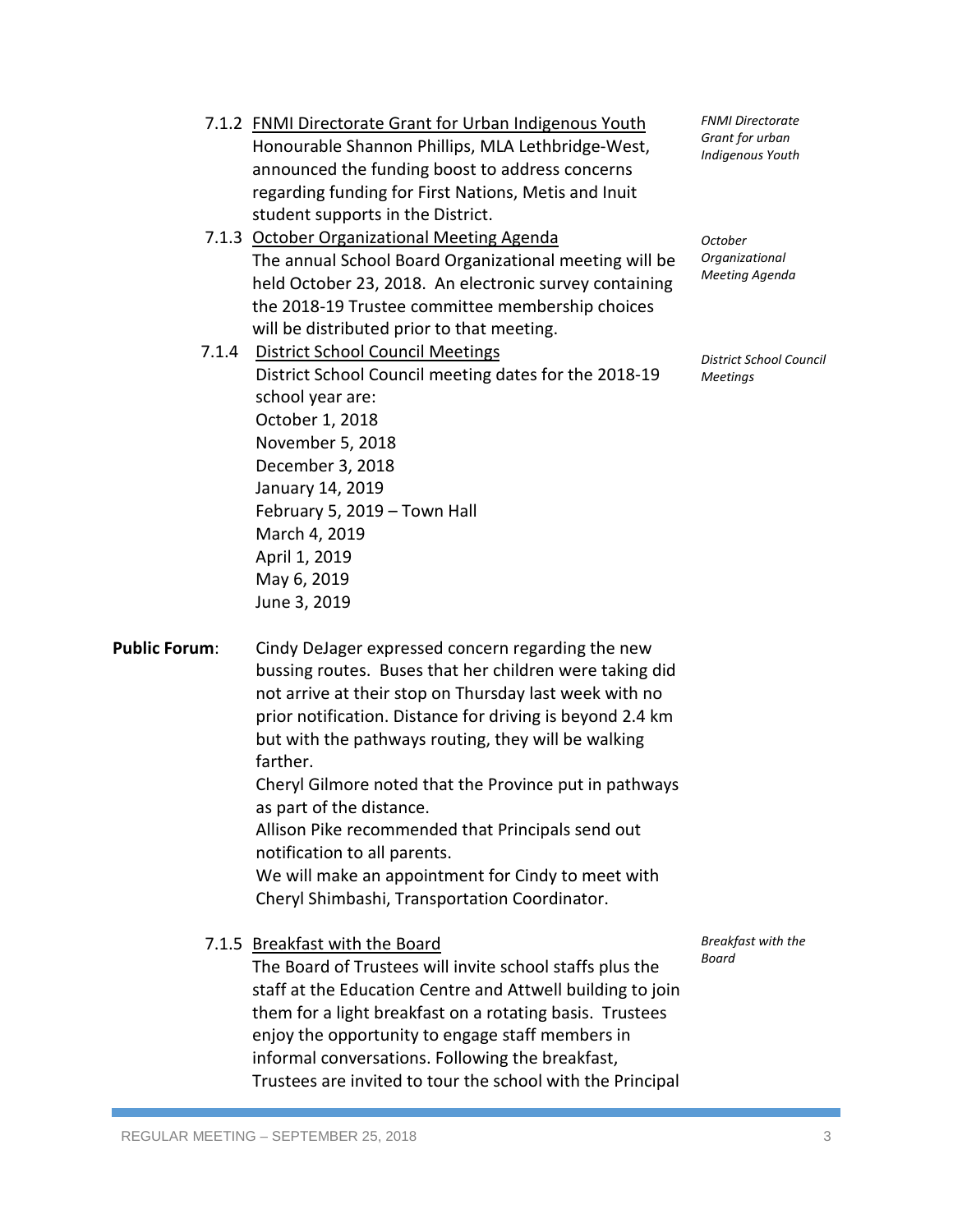7.1.2 FNMI Directorate Grant for Urban Indigenous Youth

*FNMI Directorate Grant for urban Indigenous Youth*

Honourable Shannon Phillips, MLA Lethbridge-West, announced the funding boost to address concerns regarding funding for First Nations, Metis and Inuit student supports in the District.

7.1.3 October Organizational Meeting Agenda

*October Organizational Meeting Agenda*

The annual School Board Organizational meeting will be held October 23, 2018. An electronic survey containing the 2018-19 Trustee committee membership choices will be distributed prior to that meeting.

7.1.4 District School Council Meetings

*District School Council Meetings*

District School Council meeting dates for the 2018-19 school year are:

October 1, 2018
November 5, 2018
December 3, 2018
January 14, 2019
February 5, 2019 – Town Hall
March 4, 2019
April 1, 2019
May 6, 2019
June 3, 2019

**Public Forum**: Cindy DeJager expressed concern regarding the new bussing routes. Buses that her children were taking did not arrive at their stop on Thursday last week with no prior notification. Distance for driving is beyond 2.4 km but with the pathways routing, they will be walking farther.

Cheryl Gilmore noted that the Province put in pathways as part of the distance.

Allison Pike recommended that Principals send out notification to all parents.

We will make an appointment for Cindy to meet with Cheryl Shimbashi, Transportation Coordinator.

7.1.5 Breakfast with the Board

*Breakfast with the Board*

The Board of Trustees will invite school staffs plus the staff at the Education Centre and Attwell building to join them for a light breakfast on a rotating basis. Trustees enjoy the opportunity to engage staff members in informal conversations. Following the breakfast, Trustees are invited to tour the school with the Principal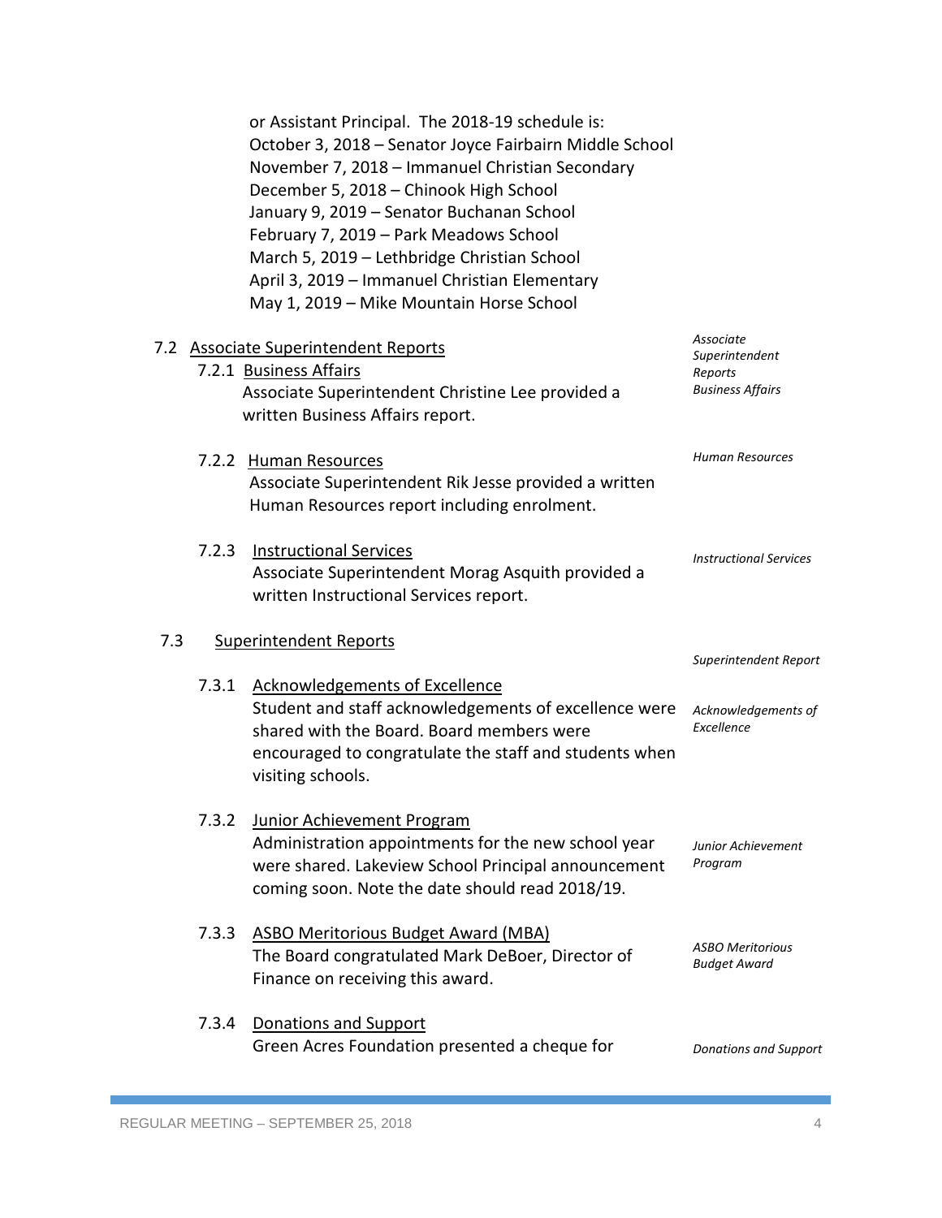or Assistant Principal. The 2018-19 schedule is:
October 3, 2018 – Senator Joyce Fairbairn Middle School
November 7, 2018 – Immanuel Christian Secondary
December 5, 2018 – Chinook High School
January 9, 2019 – Senator Buchanan School
February 7, 2019 – Park Meadows School
March 5, 2019 – Lethbridge Christian School
April 3, 2019 – Immanuel Christian Elementary
May 1, 2019 – Mike Mountain Horse School

7.2 Associate Superintendent Reports

*Associate Superintendent Reports*

7.2.1 Business Affairs

*Business Affairs*

Associate Superintendent Christine Lee provided a written Business Affairs report.

7.2.2 Human Resources

*Human Resources*

Associate Superintendent Rik Jesse provided a written Human Resources report including enrolment.

7.2.3 Instructional Services

*Instructional Services*

Associate Superintendent Morag Asquith provided a written Instructional Services report.

7.3 Superintendent Reports

*Superintendent Report*

7.3.1 Acknowledgements of Excellence

*Acknowledgements of Excellence*

Student and staff acknowledgements of excellence were shared with the Board. Board members were encouraged to congratulate the staff and students when visiting schools.

7.3.2 Junior Achievement Program

*Junior Achievement Program*

Administration appointments for the new school year were shared. Lakeview School Principal announcement coming soon. Note the date should read 2018/19.

7.3.3 ASBO Meritorious Budget Award (MBA)

*ASBO Meritorious Budget Award*

The Board congratulated Mark DeBoer, Director of Finance on receiving this award.

7.3.4 Donations and Support

*Donations and Support*

Green Acres Foundation presented a cheque for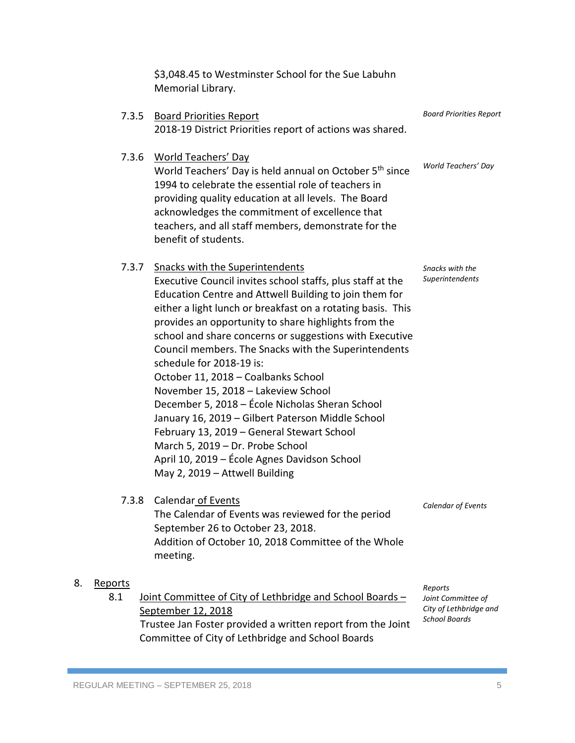$3,048.45 to Westminster School for the Sue Labuhn Memorial Library.

7.3.5 Board Priorities Report

*Board Priorities Report*

2018-19 District Priorities report of actions was shared.

7.3.6 World Teachers' Day

*World Teachers' Day*

World Teachers' Day is held annual on October 5th since 1994 to celebrate the essential role of teachers in providing quality education at all levels. The Board acknowledges the commitment of excellence that teachers, and all staff members, demonstrate for the benefit of students.

7.3.7 Snacks with the Superintendents

*Snacks with the Superintendents*

Executive Council invites school staffs, plus staff at the Education Centre and Attwell Building to join them for either a light lunch or breakfast on a rotating basis. This provides an opportunity to share highlights from the school and share concerns or suggestions with Executive Council members. The Snacks with the Superintendents schedule for 2018-19 is:

October 11, 2018 – Coalbanks School
November 15, 2018 – Lakeview School
December 5, 2018 – École Nicholas Sheran School
January 16, 2019 – Gilbert Paterson Middle School
February 13, 2019 – General Stewart School
March 5, 2019 – Dr. Probe School
April 10, 2019 – École Agnes Davidson School
May 2, 2019 – Attwell Building

7.3.8 Calendar of Events

*Calendar of Events*

The Calendar of Events was reviewed for the period September 26 to October 23, 2018.
Addition of October 10, 2018 Committee of the Whole meeting.

8. Reports

*Reports*

8.1 Joint Committee of City of Lethbridge and School Boards – September 12, 2018

*Joint Committee of City of Lethbridge and School Boards*

Trustee Jan Foster provided a written report from the Joint Committee of City of Lethbridge and School Boards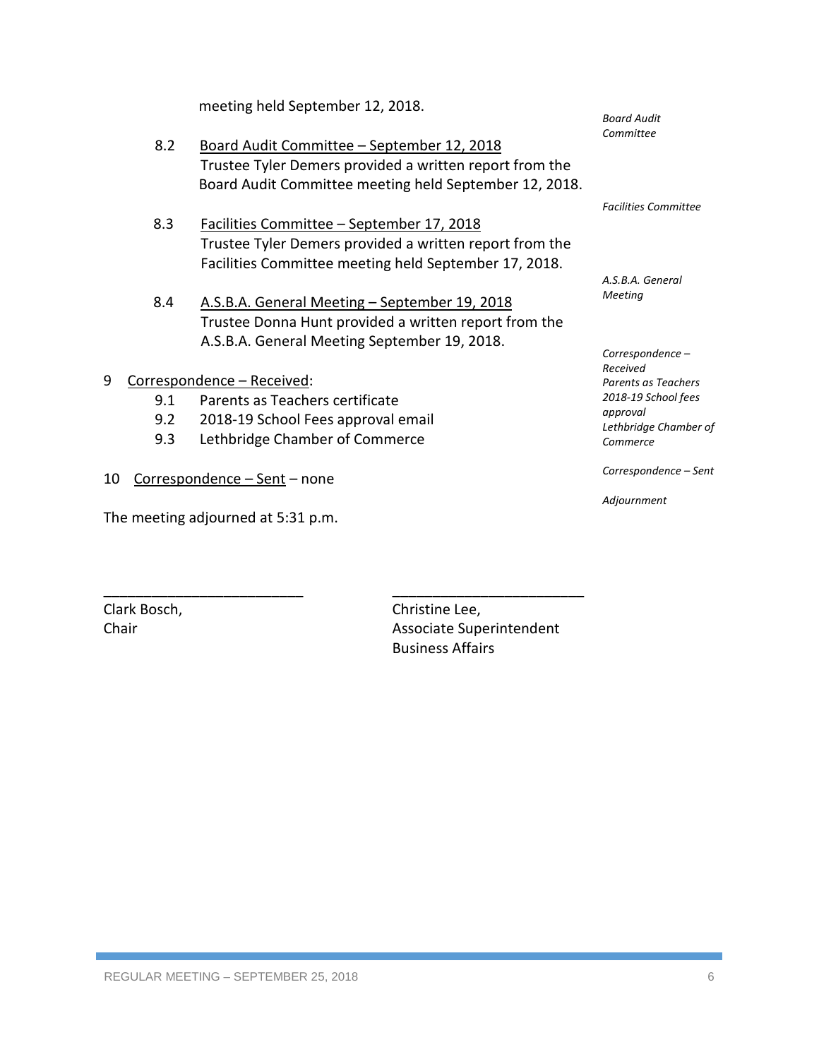meeting held September 12, 2018.

*Board Audit Committee*

8.2 Board Audit Committee – September 12, 2018
Trustee Tyler Demers provided a written report from the Board Audit Committee meeting held September 12, 2018.

*Facilities Committee*

8.3 Facilities Committee – September 17, 2018
Trustee Tyler Demers provided a written report from the Facilities Committee meeting held September 17, 2018.

*A.S.B.A. General Meeting*

8.4 A.S.B.A. General Meeting – September 19, 2018
Trustee Donna Hunt provided a written report from the A.S.B.A. General Meeting September 19, 2018.

*Correspondence – Received*
*Parents as Teachers*
*2018-19 School fees approval*
*Lethbridge Chamber of Commerce*

9 Correspondence – Received:
- 9.1 Parents as Teachers certificate
- 9.2 2018-19 School Fees approval email
- 9.3 Lethbridge Chamber of Commerce

*Correspondence – Sent*

10 Correspondence – Sent – none

*Adjournment*

The meeting adjourned at 5:31 p.m.

\_\_\_\_\_\_\_\_\_\_\_\_\_\_\_\_\_\_\_\_\_\_\_\_\_
Clark Bosch,
Chair

\_\_\_\_\_\_\_\_\_\_\_\_\_\_\_\_\_\_\_\_\_\_\_\_\_
Christine Lee,
Associate Superintendent
Business Affairs